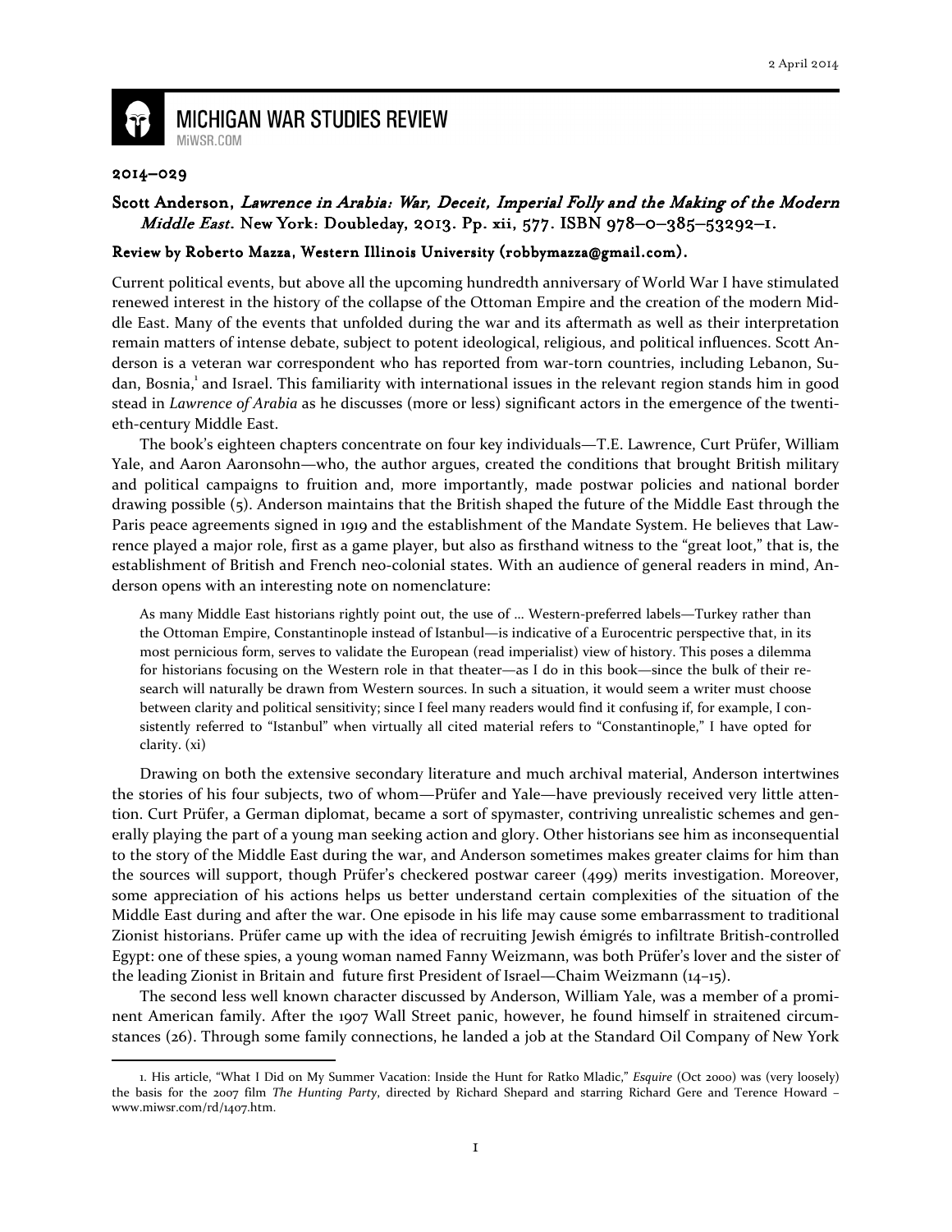2 April 2014

# MICHIGAN WAR STUDIES REVIEW

MiWSR.COM

**2014–029**

**Scott Anderson, *Lawrence in Arabia: War, Deceit, Imperial Folly and the Making of the Modern Middle East*. New York: Doubleday, 2013. Pp. xii, 577. ISBN 978–0–385–53292–1.**

**Review by Roberto Mazza, Western Illinois University (robbymazza@gmail.com).**

Current political events, but above all the upcoming hundredth anniversary of World War I have stimulated renewed interest in the history of the collapse of the Ottoman Empire and the creation of the modern Middle East. Many of the events that unfolded during the war and its aftermath as well as their interpretation remain matters of intense debate, subject to potent ideological, religious, and political influences. Scott Anderson is a veteran war correspondent who has reported from war-torn countries, including Lebanon, Sudan, Bosnia,[1] and Israel. This familiarity with international issues in the relevant region stands him in good stead in *Lawrence of Arabia* as he discusses (more or less) significant actors in the emergence of the twentieth-century Middle East.

The book's eighteen chapters concentrate on four key individuals—T.E. Lawrence, Curt Prüfer, William Yale, and Aaron Aaronsohn—who, the author argues, created the conditions that brought British military and political campaigns to fruition and, more importantly, made postwar policies and national border drawing possible (5). Anderson maintains that the British shaped the future of the Middle East through the Paris peace agreements signed in 1919 and the establishment of the Mandate System. He believes that Lawrence played a major role, first as a game player, but also as firsthand witness to the "great loot," that is, the establishment of British and French neo-colonial states. With an audience of general readers in mind, Anderson opens with an interesting note on nomenclature:

> As many Middle East historians rightly point out, the use of ... Western-preferred labels—Turkey rather than the Ottoman Empire, Constantinople instead of Istanbul—is indicative of a Eurocentric perspective that, in its most pernicious form, serves to validate the European (read imperialist) view of history. This poses a dilemma for historians focusing on the Western role in that theater—as I do in this book—since the bulk of their research will naturally be drawn from Western sources. In such a situation, it would seem a writer must choose between clarity and political sensitivity; since I feel many readers would find it confusing if, for example, I consistently referred to "Istanbul" when virtually all cited material refers to "Constantinople," I have opted for clarity. (xi)

Drawing on both the extensive secondary literature and much archival material, Anderson intertwines the stories of his four subjects, two of whom—Prüfer and Yale—have previously received very little attention. Curt Prüfer, a German diplomat, became a sort of spymaster, contriving unrealistic schemes and generally playing the part of a young man seeking action and glory. Other historians see him as inconsequential to the story of the Middle East during the war, and Anderson sometimes makes greater claims for him than the sources will support, though Prüfer's checkered postwar career (499) merits investigation. Moreover, some appreciation of his actions helps us better understand certain complexities of the situation of the Middle East during and after the war. One episode in his life may cause some embarrassment to traditional Zionist historians. Prüfer came up with the idea of recruiting Jewish émigrés to infiltrate British-controlled Egypt: one of these spies, a young woman named Fanny Weizmann, was both Prüfer's lover and the sister of the leading Zionist in Britain and future first President of Israel—Chaim Weizmann (14–15).

The second less well known character discussed by Anderson, William Yale, was a member of a prominent American family. After the 1907 Wall Street panic, however, he found himself in straitened circumstances (26). Through some family connections, he landed a job at the Standard Oil Company of New York

---

1. His article, "What I Did on My Summer Vacation: Inside the Hunt for Ratko Mladic," *Esquire* (Oct 2000) was (very loosely) the basis for the 2007 film *The Hunting Party*, directed by Richard Shepard and starring Richard Gere and Terence Howard – www.miwsr.com/rd/1407.htm.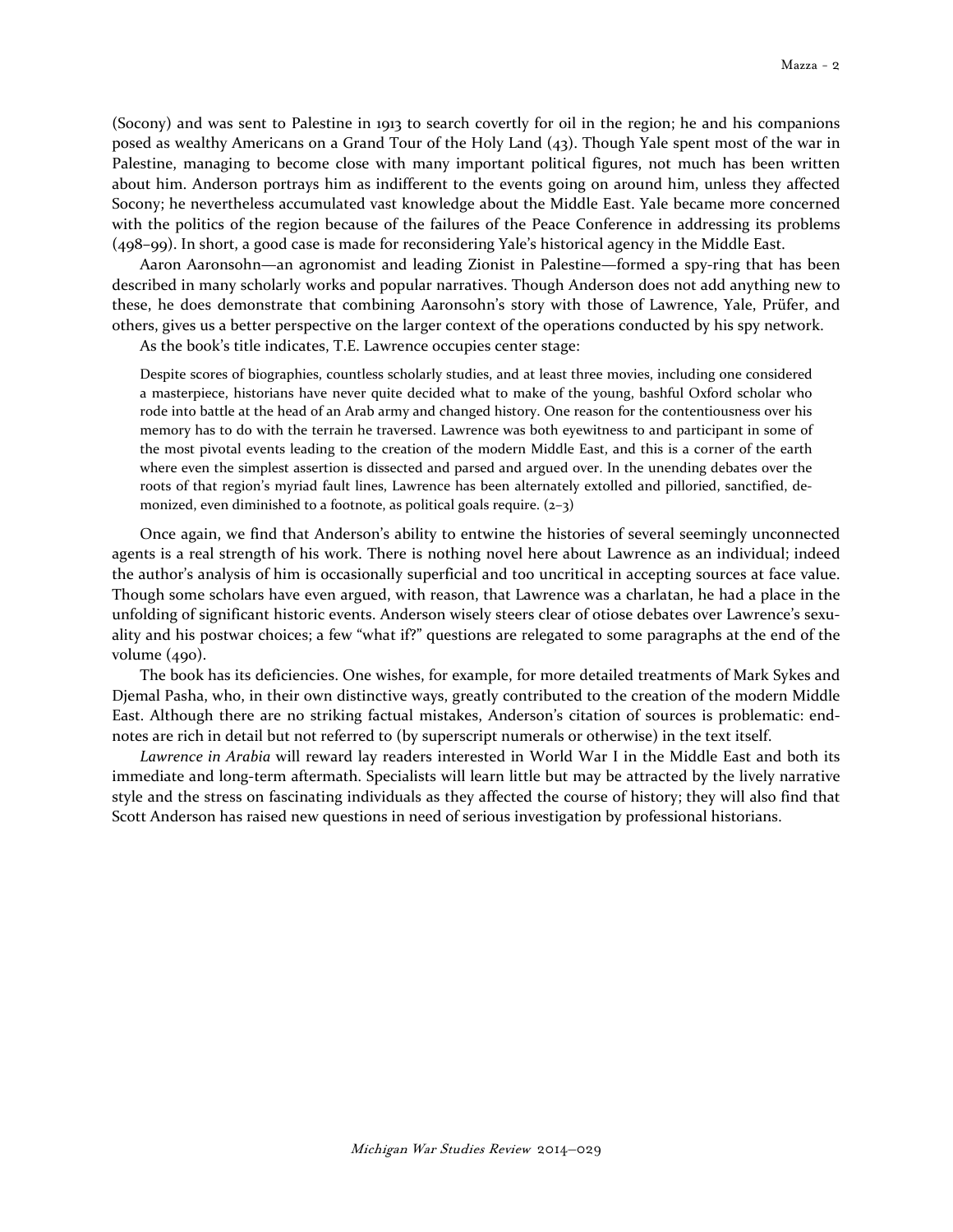(Socony) and was sent to Palestine in 1913 to search covertly for oil in the region; he and his companions posed as wealthy Americans on a Grand Tour of the Holy Land (43). Though Yale spent most of the war in Palestine, managing to become close with many important political figures, not much has been written about him. Anderson portrays him as indifferent to the events going on around him, unless they affected Socony; he nevertheless accumulated vast knowledge about the Middle East. Yale became more concerned with the politics of the region because of the failures of the Peace Conference in addressing its problems (498–99). In short, a good case is made for reconsidering Yale's historical agency in the Middle East.

Aaron Aaronsohn—an agronomist and leading Zionist in Palestine—formed a spy-ring that has been described in many scholarly works and popular narratives. Though Anderson does not add anything new to these, he does demonstrate that combining Aaronsohn's story with those of Lawrence, Yale, Prüfer, and others, gives us a better perspective on the larger context of the operations conducted by his spy network.

As the book's title indicates, T.E. Lawrence occupies center stage:

> Despite scores of biographies, countless scholarly studies, and at least three movies, including one considered a masterpiece, historians have never quite decided what to make of the young, bashful Oxford scholar who rode into battle at the head of an Arab army and changed history. One reason for the contentiousness over his memory has to do with the terrain he traversed. Lawrence was both eyewitness to and participant in some of the most pivotal events leading to the creation of the modern Middle East, and this is a corner of the earth where even the simplest assertion is dissected and parsed and argued over. In the unending debates over the roots of that region's myriad fault lines, Lawrence has been alternately extolled and pilloried, sanctified, demonized, even diminished to a footnote, as political goals require. (2–3)

Once again, we find that Anderson's ability to entwine the histories of several seemingly unconnected agents is a real strength of his work. There is nothing novel here about Lawrence as an individual; indeed the author's analysis of him is occasionally superficial and too uncritical in accepting sources at face value. Though some scholars have even argued, with reason, that Lawrence was a charlatan, he had a place in the unfolding of significant historic events. Anderson wisely steers clear of otiose debates over Lawrence's sexuality and his postwar choices; a few "what if?" questions are relegated to some paragraphs at the end of the volume (490).

The book has its deficiencies. One wishes, for example, for more detailed treatments of Mark Sykes and Djemal Pasha, who, in their own distinctive ways, greatly contributed to the creation of the modern Middle East. Although there are no striking factual mistakes, Anderson's citation of sources is problematic: endnotes are rich in detail but not referred to (by superscript numerals or otherwise) in the text itself.

*Lawrence in Arabia* will reward lay readers interested in World War I in the Middle East and both its immediate and long-term aftermath. Specialists will learn little but may be attracted by the lively narrative style and the stress on fascinating individuals as they affected the course of history; they will also find that Scott Anderson has raised new questions in need of serious investigation by professional historians.